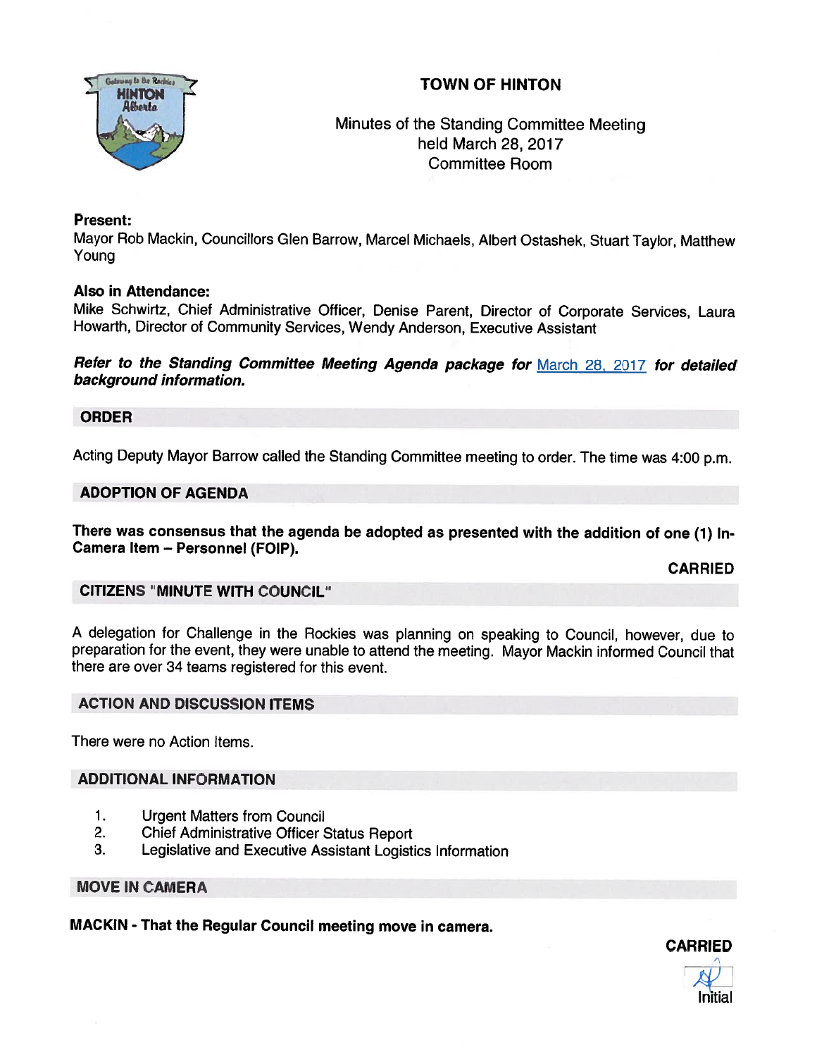# TOWN OF HINTON

Minutes of the Standing Committee Meeting
held March 28, 2017
Committee Room

**Present:**
Mayor Rob Mackin, Councillors Glen Barrow, Marcel Michaels, Albert Ostashek, Stuart Taylor, Matthew Young

**Also in Attendance:**
Mike Schwirtz, Chief Administrative Officer, Denise Parent, Director of Corporate Services, Laura Howarth, Director of Community Services, Wendy Anderson, Executive Assistant

***Refer to the Standing Committee Meeting Agenda package for March 28, 2017 for detailed background information.***

## ORDER

Acting Deputy Mayor Barrow called the Standing Committee meeting to order. The time was 4:00 p.m.

## ADOPTION OF AGENDA

**There was consensus that the agenda be adopted as presented with the addition of one (1) In-Camera Item – Personnel (FOIP).**

**CARRIED**

## CITIZENS "MINUTE WITH COUNCIL"

A delegation for Challenge in the Rockies was planning on speaking to Council, however, due to preparation for the event, they were unable to attend the meeting. Mayor Mackin informed Council that there are over 34 teams registered for this event.

## ACTION AND DISCUSSION ITEMS

There were no Action Items.

## ADDITIONAL INFORMATION

1. Urgent Matters from Council
2. Chief Administrative Officer Status Report
3. Legislative and Executive Assistant Logistics Information

## MOVE IN CAMERA

**MACKIN - That the Regular Council meeting move in camera.**

**CARRIED**

Initial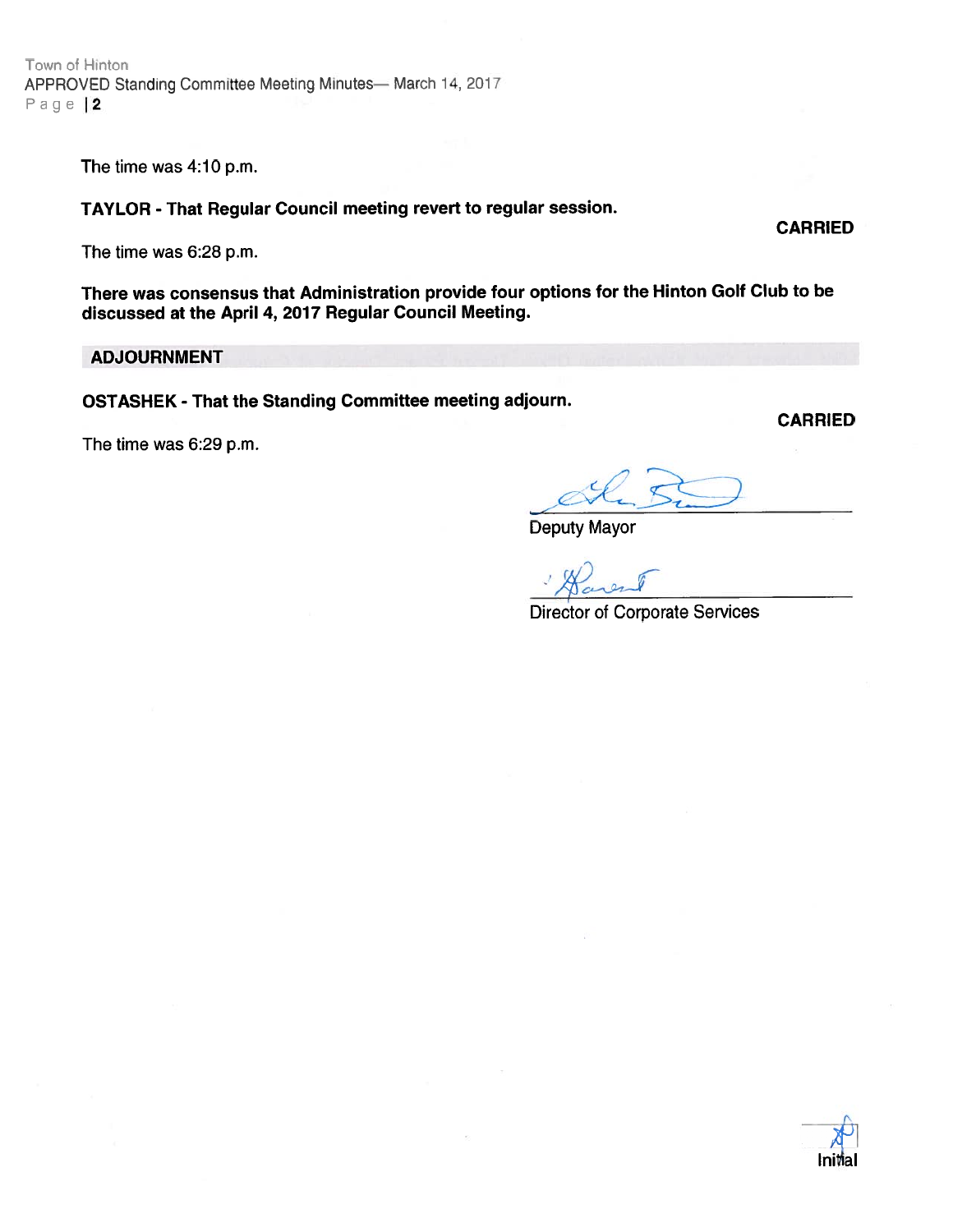The time was 4:10 p.m.

**TAYLOR - That Regular Council meeting revert to regular session.**

**CARRIED**

The time was 6:28 p.m.

**There was consensus that Administration provide four options for the Hinton Golf Club to be discussed at the April 4, 2017 Regular Council Meeting.**

## ADJOURNMENT

**OSTASHEK - That the Standing Committee meeting adjourn.**

**CARRIED**

The time was 6:29 p.m.

Deputy Mayor

Director of Corporate Services

Initial